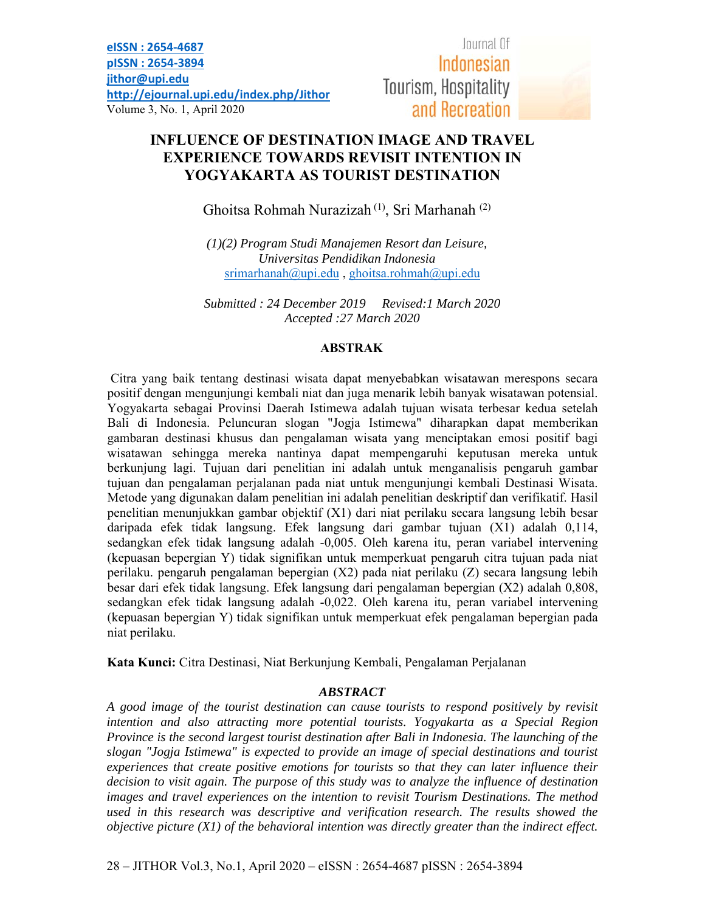# INFLUENCE OF DESTINATION IMAGE AND TRAVEL EXPERIENCE TOWARDS REVISIT INTENTION IN YOGYAKARTA AS TOURIST DESTINATION

Ghoitsa Rohmah Nurazizah [1], Sri Marhanah [2]

*(1)(2) Program Studi Manajemen Resort dan Leisure, Universitas Pendidikan Indonesia*
srimarhanah@upi.edu , ghoitsa.rohmah@upi.edu

*Submitted : 24 December 2019 Revised:1 March 2020*
*Accepted :27 March 2020*

## ABSTRAK

Citra yang baik tentang destinasi wisata dapat menyebabkan wisatawan merespons secara positif dengan mengunjungi kembali niat dan juga menarik lebih banyak wisatawan potensial. Yogyakarta sebagai Provinsi Daerah Istimewa adalah tujuan wisata terbesar kedua setelah Bali di Indonesia. Peluncuran slogan "Jogja Istimewa" diharapkan dapat memberikan gambaran destinasi khusus dan pengalaman wisata yang menciptakan emosi positif bagi wisatawan sehingga mereka nantinya dapat mempengaruhi keputusan mereka untuk berkunjung lagi. Tujuan dari penelitian ini adalah untuk menganalisis pengaruh gambar tujuan dan pengalaman perjalanan pada niat untuk mengunjungi kembali Destinasi Wisata. Metode yang digunakan dalam penelitian ini adalah penelitian deskriptif dan verifikatif. Hasil penelitian menunjukkan gambar objektif (X1) dari niat perilaku secara langsung lebih besar daripada efek tidak langsung. Efek langsung dari gambar tujuan (X1) adalah 0,114, sedangkan efek tidak langsung adalah -0,005. Oleh karena itu, peran variabel intervening (kepuasan bepergian Y) tidak signifikan untuk memperkuat pengaruh citra tujuan pada niat perilaku. pengaruh pengalaman bepergian (X2) pada niat perilaku (Z) secara langsung lebih besar dari efek tidak langsung. Efek langsung dari pengalaman bepergian (X2) adalah 0,808, sedangkan efek tidak langsung adalah -0,022. Oleh karena itu, peran variabel intervening (kepuasan bepergian Y) tidak signifikan untuk memperkuat efek pengalaman bepergian pada niat perilaku.

**Kata Kunci:** Citra Destinasi, Niat Berkunjung Kembali, Pengalaman Perjalanan

## *ABSTRACT*

*A good image of the tourist destination can cause tourists to respond positively by revisit intention and also attracting more potential tourists. Yogyakarta as a Special Region Province is the second largest tourist destination after Bali in Indonesia. The launching of the slogan "Jogja Istimewa" is expected to provide an image of special destinations and tourist experiences that create positive emotions for tourists so that they can later influence their decision to visit again. The purpose of this study was to analyze the influence of destination images and travel experiences on the intention to revisit Tourism Destinations. The method used in this research was descriptive and verification research. The results showed the objective picture (X1) of the behavioral intention was directly greater than the indirect effect.*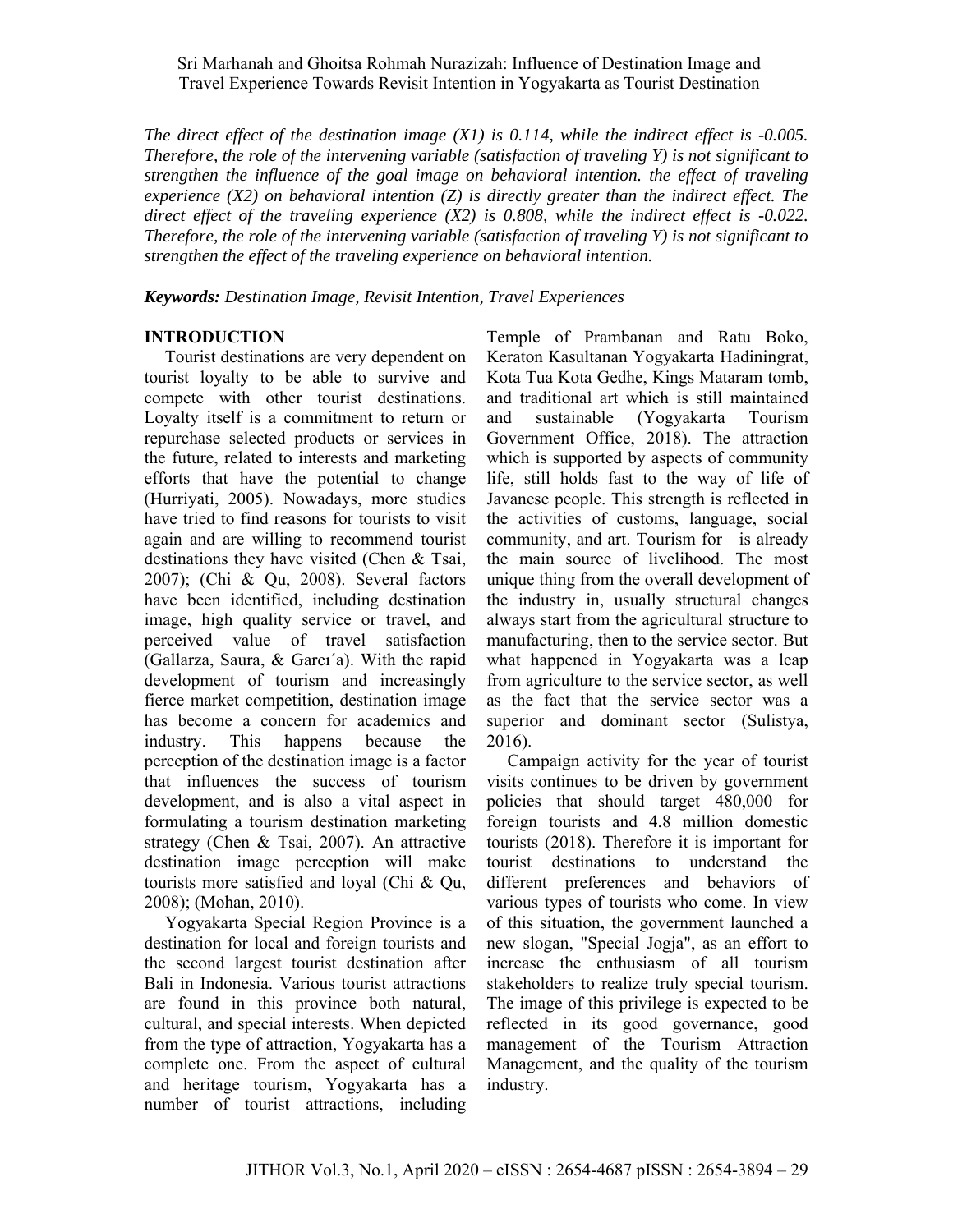*The direct effect of the destination image (X1) is 0.114, while the indirect effect is -0.005. Therefore, the role of the intervening variable (satisfaction of traveling Y) is not significant to strengthen the influence of the goal image on behavioral intention. the effect of traveling experience (X2) on behavioral intention (Z) is directly greater than the indirect effect. The direct effect of the traveling experience (X2) is 0.808, while the indirect effect is -0.022. Therefore, the role of the intervening variable (satisfaction of traveling Y) is not significant to strengthen the effect of the traveling experience on behavioral intention.*

***Keywords:*** *Destination Image, Revisit Intention, Travel Experiences*

## INTRODUCTION

Tourist destinations are very dependent on tourist loyalty to be able to survive and compete with other tourist destinations. Loyalty itself is a commitment to return or repurchase selected products or services in the future, related to interests and marketing efforts that have the potential to change (Hurriyati, 2005). Nowadays, more studies have tried to find reasons for tourists to visit again and are willing to recommend tourist destinations they have visited (Chen & Tsai, 2007); (Chi & Qu, 2008). Several factors have been identified, including destination image, high quality service or travel, and perceived value of travel satisfaction (Gallarza, Saura, & Garcı´a). With the rapid development of tourism and increasingly fierce market competition, destination image has become a concern for academics and industry. This happens because the perception of the destination image is a factor that influences the success of tourism development, and is also a vital aspect in formulating a tourism destination marketing strategy (Chen & Tsai, 2007). An attractive destination image perception will make tourists more satisfied and loyal (Chi & Qu, 2008); (Mohan, 2010).

Yogyakarta Special Region Province is a destination for local and foreign tourists and the second largest tourist destination after Bali in Indonesia. Various tourist attractions are found in this province both natural, cultural, and special interests. When depicted from the type of attraction, Yogyakarta has a complete one. From the aspect of cultural and heritage tourism, Yogyakarta has a number of tourist attractions, including Temple of Prambanan and Ratu Boko, Keraton Kasultanan Yogyakarta Hadiningrat, Kota Tua Kota Gedhe, Kings Mataram tomb, and traditional art which is still maintained and sustainable (Yogyakarta Tourism Government Office, 2018). The attraction which is supported by aspects of community life, still holds fast to the way of life of Javanese people. This strength is reflected in the activities of customs, language, social community, and art. Tourism for is already the main source of livelihood. The most unique thing from the overall development of the industry in, usually structural changes always start from the agricultural structure to manufacturing, then to the service sector. But what happened in Yogyakarta was a leap from agriculture to the service sector, as well as the fact that the service sector was a superior and dominant sector (Sulistya, 2016).

Campaign activity for the year of tourist visits continues to be driven by government policies that should target 480,000 for foreign tourists and 4.8 million domestic tourists (2018). Therefore it is important for tourist destinations to understand the different preferences and behaviors of various types of tourists who come. In view of this situation, the government launched a new slogan, "Special Jogja", as an effort to increase the enthusiasm of all tourism stakeholders to realize truly special tourism. The image of this privilege is expected to be reflected in its good governance, good management of the Tourism Attraction Management, and the quality of the tourism industry.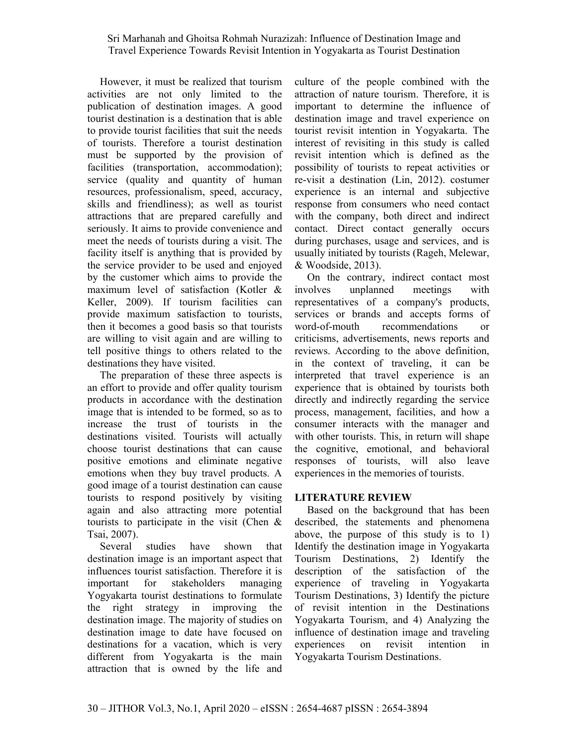However, it must be realized that tourism activities are not only limited to the publication of destination images. A good tourist destination is a destination that is able to provide tourist facilities that suit the needs of tourists. Therefore a tourist destination must be supported by the provision of facilities (transportation, accommodation); service (quality and quantity of human resources, professionalism, speed, accuracy, skills and friendliness); as well as tourist attractions that are prepared carefully and seriously. It aims to provide convenience and meet the needs of tourists during a visit. The facility itself is anything that is provided by the service provider to be used and enjoyed by the customer which aims to provide the maximum level of satisfaction (Kotler & Keller, 2009). If tourism facilities can provide maximum satisfaction to tourists, then it becomes a good basis so that tourists are willing to visit again and are willing to tell positive things to others related to the destinations they have visited.

The preparation of these three aspects is an effort to provide and offer quality tourism products in accordance with the destination image that is intended to be formed, so as to increase the trust of tourists in the destinations visited. Tourists will actually choose tourist destinations that can cause positive emotions and eliminate negative emotions when they buy travel products. A good image of a tourist destination can cause tourists to respond positively by visiting again and also attracting more potential tourists to participate in the visit (Chen & Tsai, 2007).

Several studies have shown that destination image is an important aspect that influences tourist satisfaction. Therefore it is important for stakeholders managing Yogyakarta tourist destinations to formulate the right strategy in improving the destination image. The majority of studies on destination image to date have focused on destinations for a vacation, which is very different from Yogyakarta is the main attraction that is owned by the life and culture of the people combined with the attraction of nature tourism. Therefore, it is important to determine the influence of destination image and travel experience on tourist revisit intention in Yogyakarta. The interest of revisiting in this study is called revisit intention which is defined as the possibility of tourists to repeat activities or re-visit a destination (Lin, 2012). costumer experience is an internal and subjective response from consumers who need contact with the company, both direct and indirect contact. Direct contact generally occurs during purchases, usage and services, and is usually initiated by tourists (Rageh, Melewar, & Woodside, 2013).

On the contrary, indirect contact most involves unplanned meetings with representatives of a company's products, services or brands and accepts forms of word-of-mouth recommendations or criticisms, advertisements, news reports and reviews. According to the above definition, in the context of traveling, it can be interpreted that travel experience is an experience that is obtained by tourists both directly and indirectly regarding the service process, management, facilities, and how a consumer interacts with the manager and with other tourists. This, in return will shape the cognitive, emotional, and behavioral responses of tourists, will also leave experiences in the memories of tourists.

## LITERATURE REVIEW

Based on the background that has been described, the statements and phenomena above, the purpose of this study is to 1) Identify the destination image in Yogyakarta Tourism Destinations, 2) Identify the description of the satisfaction of the experience of traveling in Yogyakarta Tourism Destinations, 3) Identify the picture of revisit intention in the Destinations Yogyakarta Tourism, and 4) Analyzing the influence of destination image and traveling experiences on revisit intention in Yogyakarta Tourism Destinations.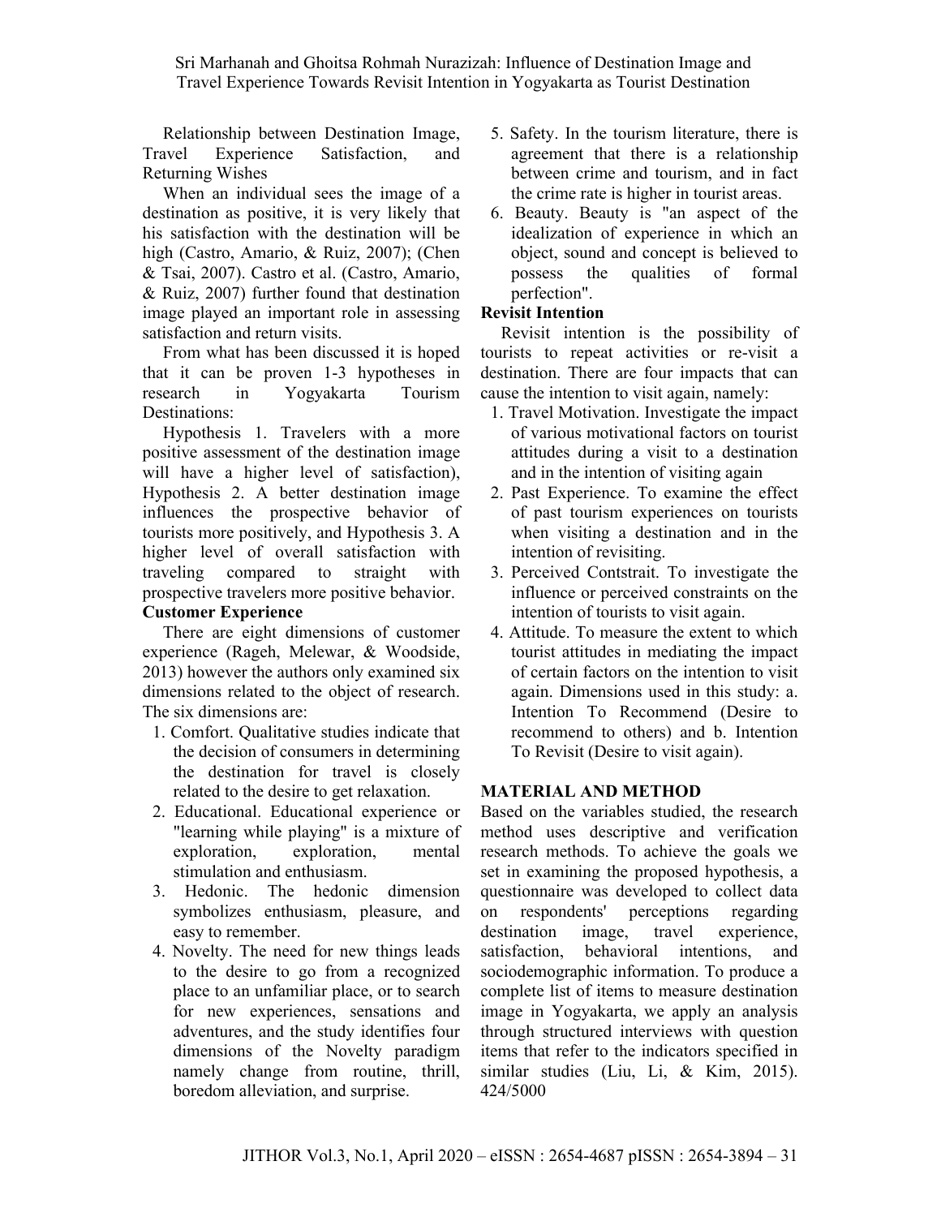Relationship between Destination Image, Travel Experience Satisfaction, and Returning Wishes

When an individual sees the image of a destination as positive, it is very likely that his satisfaction with the destination will be high (Castro, Amario, & Ruiz, 2007); (Chen & Tsai, 2007). Castro et al. (Castro, Amario, & Ruiz, 2007) further found that destination image played an important role in assessing satisfaction and return visits.

From what has been discussed it is hoped that it can be proven 1-3 hypotheses in research in Yogyakarta Tourism Destinations:

Hypothesis 1. Travelers with a more positive assessment of the destination image will have a higher level of satisfaction), Hypothesis 2. A better destination image influences the prospective behavior of tourists more positively, and Hypothesis 3. A higher level of overall satisfaction with traveling compared to straight with prospective travelers more positive behavior.

**Customer Experience**

There are eight dimensions of customer experience (Rageh, Melewar, & Woodside, 2013) however the authors only examined six dimensions related to the object of research. The six dimensions are:

1. Comfort. Qualitative studies indicate that the decision of consumers in determining the destination for travel is closely related to the desire to get relaxation.
2. Educational. Educational experience or "learning while playing" is a mixture of exploration, exploration, mental stimulation and enthusiasm.
3. Hedonic. The hedonic dimension symbolizes enthusiasm, pleasure, and easy to remember.
4. Novelty. The need for new things leads to the desire to go from a recognized place to an unfamiliar place, or to search for new experiences, sensations and adventures, and the study identifies four dimensions of the Novelty paradigm namely change from routine, thrill, boredom alleviation, and surprise.
5. Safety. In the tourism literature, there is agreement that there is a relationship between crime and tourism, and in fact the crime rate is higher in tourist areas.
6. Beauty. Beauty is "an aspect of the idealization of experience in which an object, sound and concept is believed to possess the qualities of formal perfection".

**Revisit Intention**

Revisit intention is the possibility of tourists to repeat activities or re-visit a destination. There are four impacts that can cause the intention to visit again, namely:

1. Travel Motivation. Investigate the impact of various motivational factors on tourist attitudes during a visit to a destination and in the intention of visiting again
2. Past Experience. To examine the effect of past tourism experiences on tourists when visiting a destination and in the intention of revisiting.
3. Perceived Contstrait. To investigate the influence or perceived constraints on the intention of tourists to visit again.
4. Attitude. To measure the extent to which tourist attitudes in mediating the impact of certain factors on the intention to visit again. Dimensions used in this study: a. Intention To Recommend (Desire to recommend to others) and b. Intention To Revisit (Desire to visit again).

## MATERIAL AND METHOD

Based on the variables studied, the research method uses descriptive and verification research methods. To achieve the goals we set in examining the proposed hypothesis, a questionnaire was developed to collect data on respondents' perceptions regarding destination image, travel experience, satisfaction, behavioral intentions, and sociodemographic information. To produce a complete list of items to measure destination image in Yogyakarta, we apply an analysis through structured interviews with question items that refer to the indicators specified in similar studies (Liu, Li, & Kim, 2015). 424/5000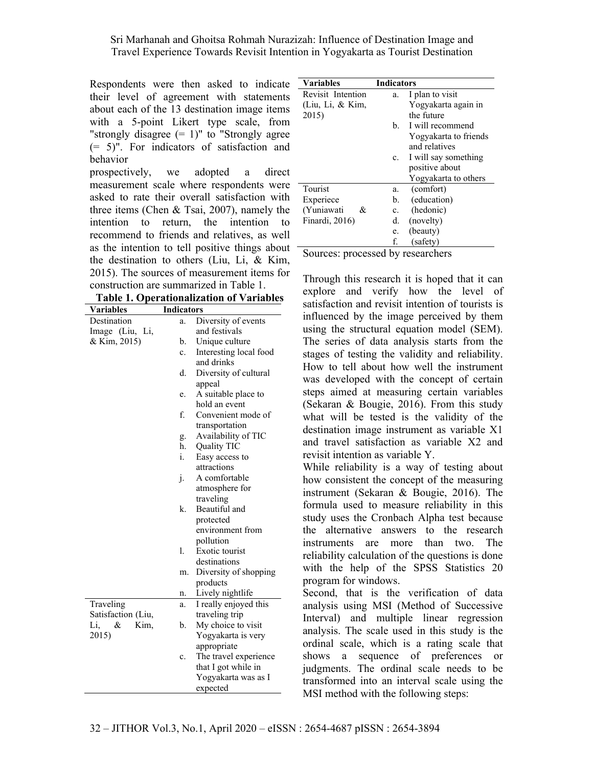Respondents were then asked to indicate their level of agreement with statements about each of the 13 destination image items with a 5-point Likert type scale, from "strongly disagree (= 1)" to "Strongly agree (= 5)". For indicators of satisfaction and behavior

prospectively, we adopted a direct measurement scale where respondents were asked to rate their overall satisfaction with three items (Chen & Tsai, 2007), namely the intention to return, the intention to recommend to friends and relatives, as well as the intention to tell positive things about the destination to others (Liu, Li, & Kim, 2015). The sources of measurement items for construction are summarized in Table 1.

**Table 1. Operationalization of Variables**

| Variables | Indicators |
|---|---|
| Destination Image (Liu, Li, & Kim, 2015) | a. Diversity of events and festivals<br>b. Unique culture<br>c. Interesting local food and drinks<br>d. Diversity of cultural appeal<br>e. A suitable place to hold an event<br>f. Convenient mode of transportation<br>g. Availability of TIC<br>h. Quality TIC<br>i. Easy access to attractions<br>j. A comfortable atmosphere for traveling<br>k. Beautiful and protected environment from pollution<br>l. Exotic tourist destinations<br>m. Diversity of shopping products<br>n. Lively nightlife |
| Traveling Satisfaction (Liu, Li, & Kim, 2015) | a. I really enjoyed this traveling trip<br>b. My choice to visit Yogyakarta is very appropriate<br>c. The travel experience that I got while in Yogyakarta was as I expected |
| Revisit Intention (Liu, Li, & Kim, 2015) | a. I plan to visit Yogyakarta again in the future<br>b. I will recommend Yogyakarta to friends and relatives<br>c. I will say something positive about Yogyakarta to others |
| Tourist Experiece (Yuniawati & Finardi, 2016) | a. (comfort)<br>b. (education)<br>c. (hedonic)<br>d. (novelty)<br>e. (beauty)<br>f. (safety) |

Sources: processed by researchers

Through this research it is hoped that it can explore and verify how the level of satisfaction and revisit intention of tourists is influenced by the image perceived by them using the structural equation model (SEM). The series of data analysis starts from the stages of testing the validity and reliability. How to tell about how well the instrument was developed with the concept of certain steps aimed at measuring certain variables (Sekaran & Bougie, 2016). From this study what will be tested is the validity of the destination image instrument as variable X1 and travel satisfaction as variable X2 and revisit intention as variable Y.

While reliability is a way of testing about how consistent the concept of the measuring instrument (Sekaran & Bougie, 2016). The formula used to measure reliability in this study uses the Cronbach Alpha test because the alternative answers to the research instruments are more than two. The reliability calculation of the questions is done with the help of the SPSS Statistics 20 program for windows.

Second, that is the verification of data analysis using MSI (Method of Successive Interval) and multiple linear regression analysis. The scale used in this study is the ordinal scale, which is a rating scale that shows a sequence of preferences or judgments. The ordinal scale needs to be transformed into an interval scale using the MSI method with the following steps: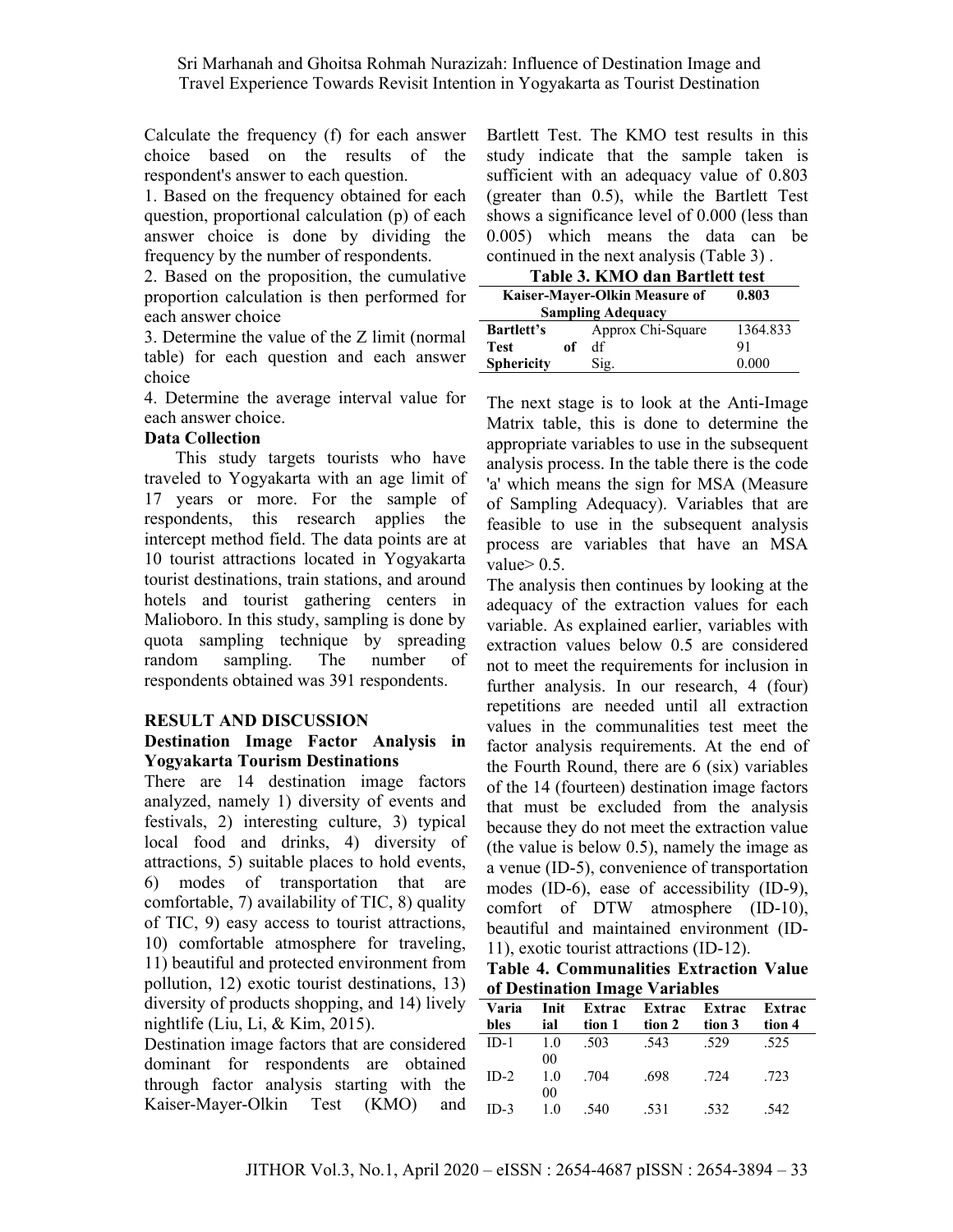Calculate the frequency (f) for each answer choice based on the results of the respondent's answer to each question.

1. Based on the frequency obtained for each question, proportional calculation (p) of each answer choice is done by dividing the frequency by the number of respondents.
2. Based on the proposition, the cumulative proportion calculation is then performed for each answer choice
3. Determine the value of the Z limit (normal table) for each question and each answer choice
4. Determine the average interval value for each answer choice.

**Data Collection**

This study targets tourists who have traveled to Yogyakarta with an age limit of 17 years or more. For the sample of respondents, this research applies the intercept method field. The data points are at 10 tourist attractions located in Yogyakarta tourist destinations, train stations, and around hotels and tourist gathering centers in Malioboro. In this study, sampling is done by quota sampling technique by spreading random sampling. The number of respondents obtained was 391 respondents.

## RESULT AND DISCUSSION

### Destination Image Factor Analysis in Yogyakarta Tourism Destinations

There are 14 destination image factors analyzed, namely 1) diversity of events and festivals, 2) interesting culture, 3) typical local food and drinks, 4) diversity of attractions, 5) suitable places to hold events, 6) modes of transportation that are comfortable, 7) availability of TIC, 8) quality of TIC, 9) easy access to tourist attractions, 10) comfortable atmosphere for traveling, 11) beautiful and protected environment from pollution, 12) exotic tourist destinations, 13) diversity of products shopping, and 14) lively nightlife (Liu, Li, & Kim, 2015).

Destination image factors that are considered dominant for respondents are obtained through factor analysis starting with the Kaiser-Mayer-Olkin Test (KMO) and Bartlett Test. The KMO test results in this study indicate that the sample taken is sufficient with an adequacy value of 0.803 (greater than 0.5), while the Bartlett Test shows a significance level of 0.000 (less than 0.005) which means the data can be continued in the next analysis (Table 3) .

**Table 3. KMO dan Bartlett test**

| Kaiser-Mayer-Olkin Measure of Sampling Adequacy | | 0.803 |
|---|---|---|
| Bartlett's Test of Sphericity | Approx Chi-Square | 1364.833 |
| | df | 91 |
| | Sig. | 0.000 |

The next stage is to look at the Anti-Image Matrix table, this is done to determine the appropriate variables to use in the subsequent analysis process. In the table there is the code 'a' which means the sign for MSA (Measure of Sampling Adequacy). Variables that are feasible to use in the subsequent analysis process are variables that have an MSA value> 0.5.

The analysis then continues by looking at the adequacy of the extraction values for each variable. As explained earlier, variables with extraction values below 0.5 are considered not to meet the requirements for inclusion in further analysis. In our research, 4 (four) repetitions are needed until all extraction values in the communalities test meet the factor analysis requirements. At the end of the Fourth Round, there are 6 (six) variables of the 14 (fourteen) destination image factors that must be excluded from the analysis because they do not meet the extraction value (the value is below 0.5), namely the image as a venue (ID-5), convenience of transportation modes (ID-6), ease of accessibility (ID-9), comfort of DTW atmosphere (ID-10), beautiful and maintained environment (ID-11), exotic tourist attractions (ID-12).

**Table 4. Communalities Extraction Value of Destination Image Variables**

| Variables | Initial | Extraction 1 | Extraction 2 | Extraction 3 | Extraction 4 |
|---|---|---|---|---|---|
| ID-1 | 1.000 | .503 | .543 | .529 | .525 |
| ID-2 | 1.000 | .704 | .698 | .724 | .723 |
| ID-3 | 1.0 | .540 | .531 | .532 | .542 |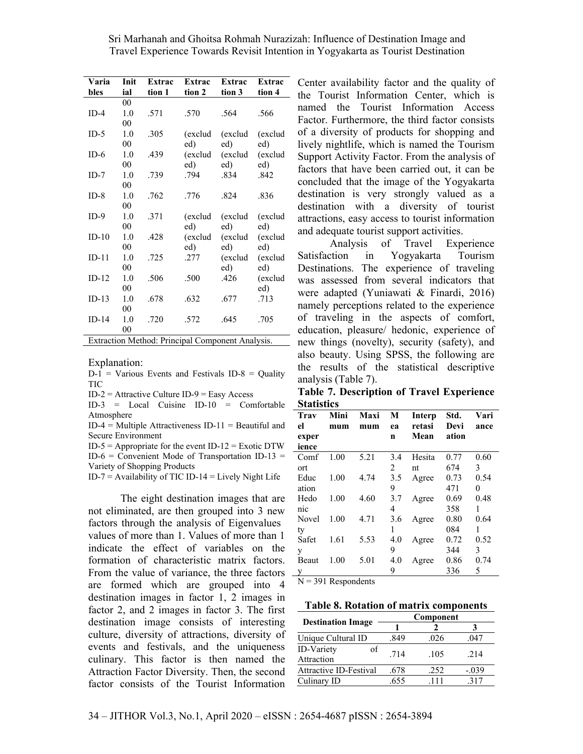| Variables | Initial | Extraction 1 | Extraction 2 | Extraction 3 | Extraction 4 |
|---|---|---|---|---|---|
| | 00 | | | | |
| ID-4 | 1.000 | .571 | .570 | .564 | .566 |
| ID-5 | 1.000 | .305 | (excluded) | (excluded) | (excluded) |
| ID-6 | 1.000 | .439 | (excluded) | (excluded) | (excluded) |
| ID-7 | 1.000 | .739 | .794 | .834 | .842 |
| ID-8 | 1.000 | .762 | .776 | .824 | .836 |
| ID-9 | 1.000 | .371 | (excluded) | (excluded) | (excluded) |
| ID-10 | 1.000 | .428 | (excluded) | (excluded) | (excluded) |
| ID-11 | 1.000 | .725 | .277 | (excluded) | (excluded) |
| ID-12 | 1.000 | .506 | .500 | .426 | (excluded) |
| ID-13 | 1.000 | .678 | .632 | .677 | .713 |
| ID-14 | 1.000 | .720 | .572 | .645 | .705 |

Extraction Method: Principal Component Analysis.

Explanation:
D-1 = Various Events and Festivals ID-8 = Quality TIC
ID-2 = Attractive Culture ID-9 = Easy Access
ID-3 = Local Cuisine ID-10 = Comfortable Atmosphere
ID-4 = Multiple Attractiveness ID-11 = Beautiful and Secure Environment
ID-5 = Appropriate for the event ID-12 = Exotic DTW
ID-6 = Convenient Mode of Transportation ID-13 = Variety of Shopping Products
ID-7 = Availability of TIC ID-14 = Lively Night Life

The eight destination images that are not eliminated, are then grouped into 3 new factors through the analysis of Eigenvalues values of more than 1. Values of more than 1 indicate the effect of variables on the formation of characteristic matrix factors. From the value of variance, the three factors are formed which are grouped into 4 destination images in factor 1, 2 images in factor 2, and 2 images in factor 3. The first destination image consists of interesting culture, diversity of attractions, diversity of events and festivals, and the uniqueness culinary. This factor is then named the Attraction Factor Diversity. Then, the second factor consists of the Tourist Information Center availability factor and the quality of the Tourist Information Center, which is named the Tourist Information Access Factor. Furthermore, the third factor consists of a diversity of products for shopping and lively nightlife, which is named the Tourism Support Activity Factor. From the analysis of factors that have been carried out, it can be concluded that the image of the Yogyakarta destination is very strongly valued as a destination with a diversity of tourist attractions, easy access to tourist information and adequate tourist support activities.

Analysis of Travel Experience Satisfaction in Yogyakarta Tourism Destinations. The experience of traveling was assessed from several indicators that were adapted (Yuniawati & Finardi, 2016) namely perceptions related to the experience of traveling in the aspects of comfort, education, pleasure/ hedonic, experience of new things (novelty), security (safety), and also beauty. Using SPSS, the following are the results of the statistical descriptive analysis (Table 7).

**Table 7. Description of Travel Experience Statistics**

| Travel experience | Minimum | Maximum | Mean | Interpretasi Mean | Std. Deviation | Variance |
|---|---|---|---|---|---|---|
| Comfort | 1.00 | 5.21 | 3.42 | Hesitant | 0.77674 | 0.603 |
| Education | 1.00 | 4.74 | 3.59 | Agree | 0.73471 | 0.540 |
| Hedonic | 1.00 | 4.60 | 3.74 | Agree | 0.69358 | 0.481 |
| Novelty | 1.00 | 4.71 | 3.61 | Agree | 0.80084 | 0.641 |
| Safety | 1.61 | 5.53 | 4.09 | Agree | 0.72344 | 0.523 |
| Beauty | 1.00 | 5.01 | 4.09 | Agree | 0.86336 | 0.745 |

N = 391 Respondents

**Table 8. Rotation of matrix components**

| Destination Image | Component | | |
|---|---|---|---|
| | 1 | 2 | 3 |
| Unique Cultural ID | .849 | .026 | .047 |
| ID-Variety of Attraction | .714 | .105 | .214 |
| Attractive ID-Festival | .678 | .252 | -.039 |
| Culinary ID | .655 | .111 | .317 |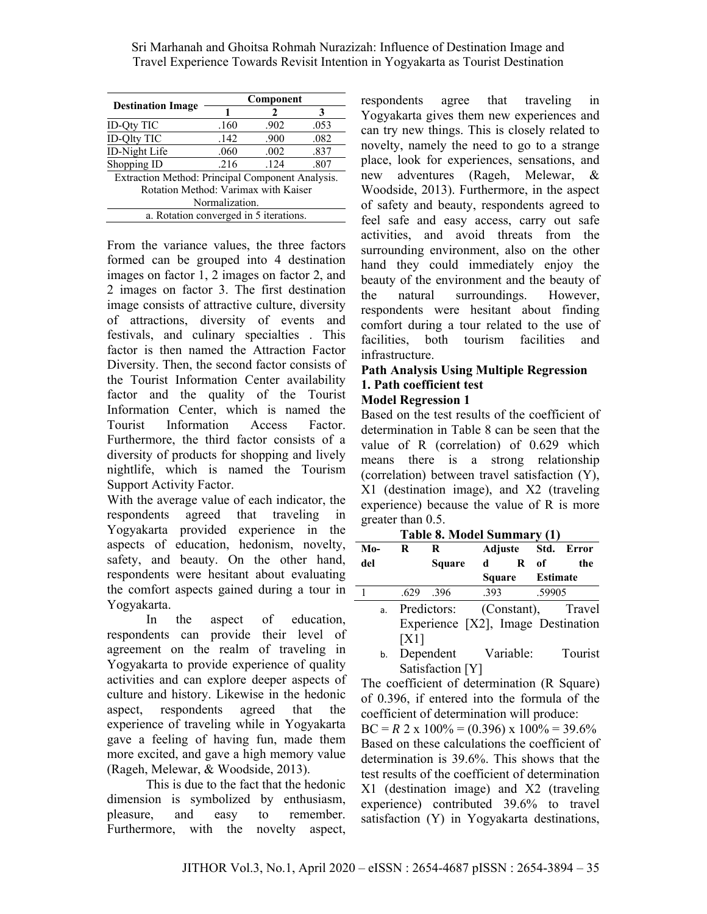| Destination Image | Component | | |
|---|---|---|---|
| | 1 | 2 | 3 |
| ID-Qty TIC | .160 | .902 | .053 |
| ID-Qlty TIC | .142 | .900 | .082 |
| ID-Night Life | .060 | .002 | .837 |
| Shopping ID | .216 | .124 | .807 |

Extraction Method: Principal Component Analysis.
Rotation Method: Varimax with Kaiser Normalization.
a. Rotation converged in 5 iterations.

From the variance values, the three factors formed can be grouped into 4 destination images on factor 1, 2 images on factor 2, and 2 images on factor 3. The first destination image consists of attractive culture, diversity of attractions, diversity of events and festivals, and culinary specialties . This factor is then named the Attraction Factor Diversity. Then, the second factor consists of the Tourist Information Center availability factor and the quality of the Tourist Information Center, which is named the Tourist Information Access Factor. Furthermore, the third factor consists of a diversity of products for shopping and lively nightlife, which is named the Tourism Support Activity Factor.

With the average value of each indicator, the respondents agreed that traveling in Yogyakarta provided experience in the aspects of education, hedonism, novelty, safety, and beauty. On the other hand, respondents were hesitant about evaluating the comfort aspects gained during a tour in Yogyakarta.

In the aspect of education, respondents can provide their level of agreement on the realm of traveling in Yogyakarta to provide experience of quality activities and can explore deeper aspects of culture and history. Likewise in the hedonic aspect, respondents agreed that the experience of traveling while in Yogyakarta gave a feeling of having fun, made them more excited, and gave a high memory value (Rageh, Melewar, & Woodside, 2013).

This is due to the fact that the hedonic dimension is symbolized by enthusiasm, pleasure, and easy to remember. Furthermore, with the novelty aspect, respondents agree that traveling in Yogyakarta gives them new experiences and can try new things. This is closely related to novelty, namely the need to go to a strange place, look for experiences, sensations, and new adventures (Rageh, Melewar, & Woodside, 2013). Furthermore, in the aspect of safety and beauty, respondents agreed to feel safe and easy access, carry out safe activities, and avoid threats from the surrounding environment, also on the other hand they could immediately enjoy the beauty of the environment and the beauty of the natural surroundings. However, respondents were hesitant about finding comfort during a tour related to the use of facilities, both tourism facilities and infrastructure.

**Path Analysis Using Multiple Regression**

**1. Path coefficient test**

**Model Regression 1**

Based on the test results of the coefficient of determination in Table 8 can be seen that the value of R (correlation) of 0.629 which means there is a strong relationship (correlation) between travel satisfaction (Y), X1 (destination image), and X2 (traveling experience) because the value of R is more greater than 0.5.

**Table 8. Model Summary (1)**

| Model | R | R Square | Adjusted R Square | Std. Error of the Estimate |
|---|---|---|---|---|
| 1 | .629 | .396 | .393 | .59905 |

a. Predictors: (Constant), Travel Experience [X2], Image Destination [X1]

b. Dependent Variable: Tourist Satisfaction [Y]

The coefficient of determination (R Square) of 0.396, if entered into the formula of the coefficient of determination will produce:

BC = $R$ 2 x 100% = (0.396) x 100% = 39.6%

Based on these calculations the coefficient of determination is 39.6%. This shows that the test results of the coefficient of determination X1 (destination image) and X2 (traveling experience) contributed 39.6% to travel satisfaction (Y) in Yogyakarta destinations,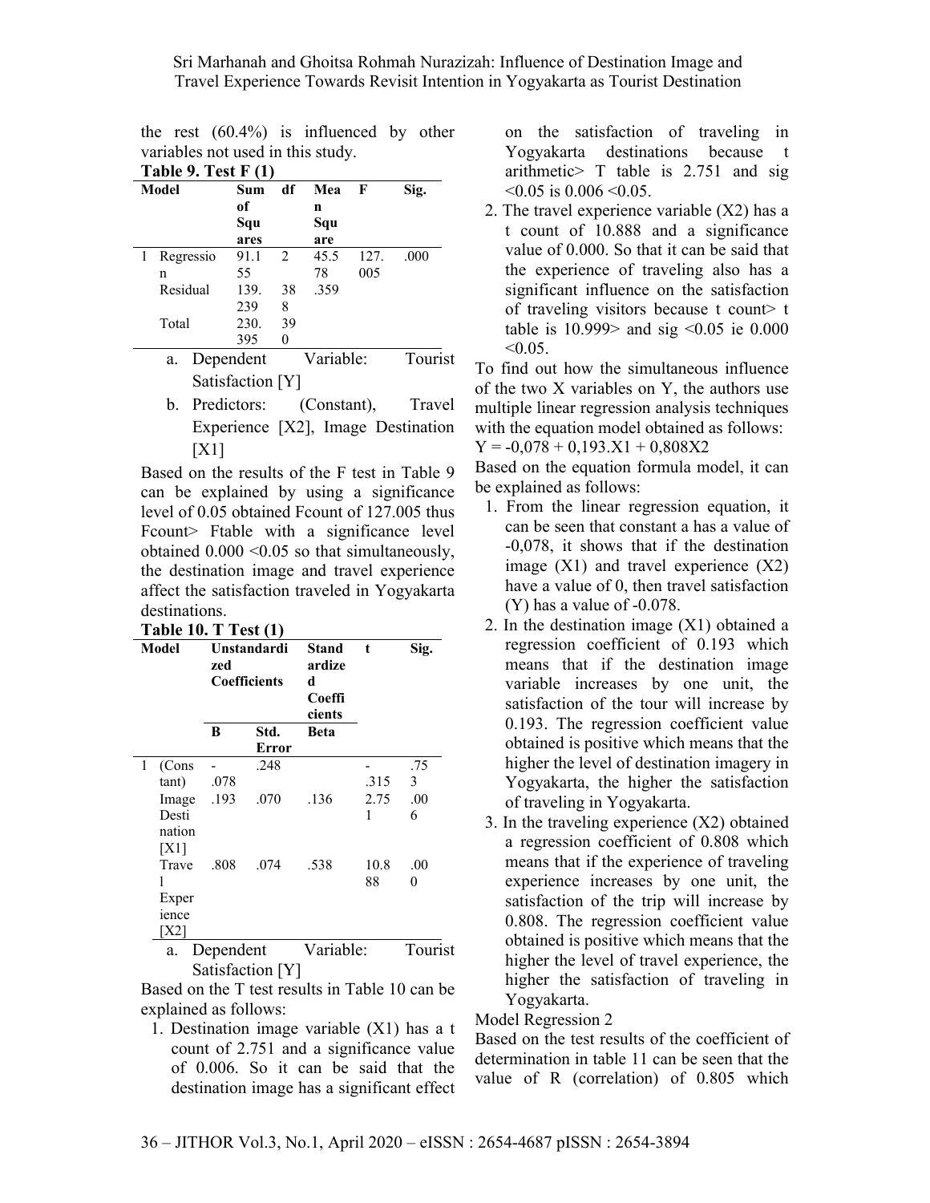the rest (60.4%) is influenced by other variables not used in this study.

**Table 9. Test F (1)**

| Model | | Sum of Squares | df | Mean Square | F | Sig. |
|---|---|---|---|---|---|---|
| 1 | Regression | 91.155 | 2 | 45.578 | 127.005 | .000 |
| | Residual | 139.239 | 388 | .359 | | |
| | Total | 230.395 | 390 | | | |

a. Dependent Variable: Tourist Satisfaction [Y]

b. Predictors: (Constant), Travel Experience [X2], Image Destination [X1]

Based on the results of the F test in Table 9 can be explained by using a significance level of 0.05 obtained Fcount of 127.005 thus Fcount> Ftable with a significance level obtained 0.000 <0.05 so that simultaneously, the destination image and travel experience affect the satisfaction traveled in Yogyakarta destinations.

**Table 10. T Test (1)**

| Model | | Unstandardized Coefficients | | Standardized Coefficients | t | Sig. |
|---|---|---|---|---|---|---|
| | | B | Std. Error | Beta | | |
| 1 | (Constant) | -.078 | .248 | | -.315 | .753 |
| | Image Destination [X1] | .193 | .070 | .136 | 2.751 | .006 |
| | Travel Experience [X2] | .808 | .074 | .538 | 10.888 | .000 |

a. Dependent Variable: Tourist Satisfaction [Y]

Based on the T test results in Table 10 can be explained as follows:

1. Destination image variable (X1) has a t count of 2.751 and a significance value of 0.006. So it can be said that the destination image has a significant effect on the satisfaction of traveling in Yogyakarta destinations because t arithmetic> T table is 2.751 and sig <0.05 is 0.006 <0.05.
2. The travel experience variable (X2) has a t count of 10.888 and a significance value of 0.000. So that it can be said that the experience of traveling also has a significant influence on the satisfaction of traveling visitors because t count> t table is 10.999> and sig <0.05 ie 0.000 <0.05.

To find out how the simultaneous influence of the two X variables on Y, the authors use multiple linear regression analysis techniques with the equation model obtained as follows:

$Y = -0,078 + 0,193.X1 + 0,808X2$

Based on the equation formula model, it can be explained as follows:

1. From the linear regression equation, it can be seen that constant a has a value of -0,078, it shows that if the destination image (X1) and travel experience (X2) have a value of 0, then travel satisfaction (Y) has a value of -0.078.
2. In the destination image (X1) obtained a regression coefficient of 0.193 which means that if the destination image variable increases by one unit, the satisfaction of the tour will increase by 0.193. The regression coefficient value obtained is positive which means that the higher the level of destination imagery in Yogyakarta, the higher the satisfaction of traveling in Yogyakarta.
3. In the traveling experience (X2) obtained a regression coefficient of 0.808 which means that if the experience of traveling experience increases by one unit, the satisfaction of the trip will increase by 0.808. The regression coefficient value obtained is positive which means that the higher the level of travel experience, the higher the satisfaction of traveling in Yogyakarta.

Model Regression 2

Based on the test results of the coefficient of determination in table 11 can be seen that the value of R (correlation) of 0.805 which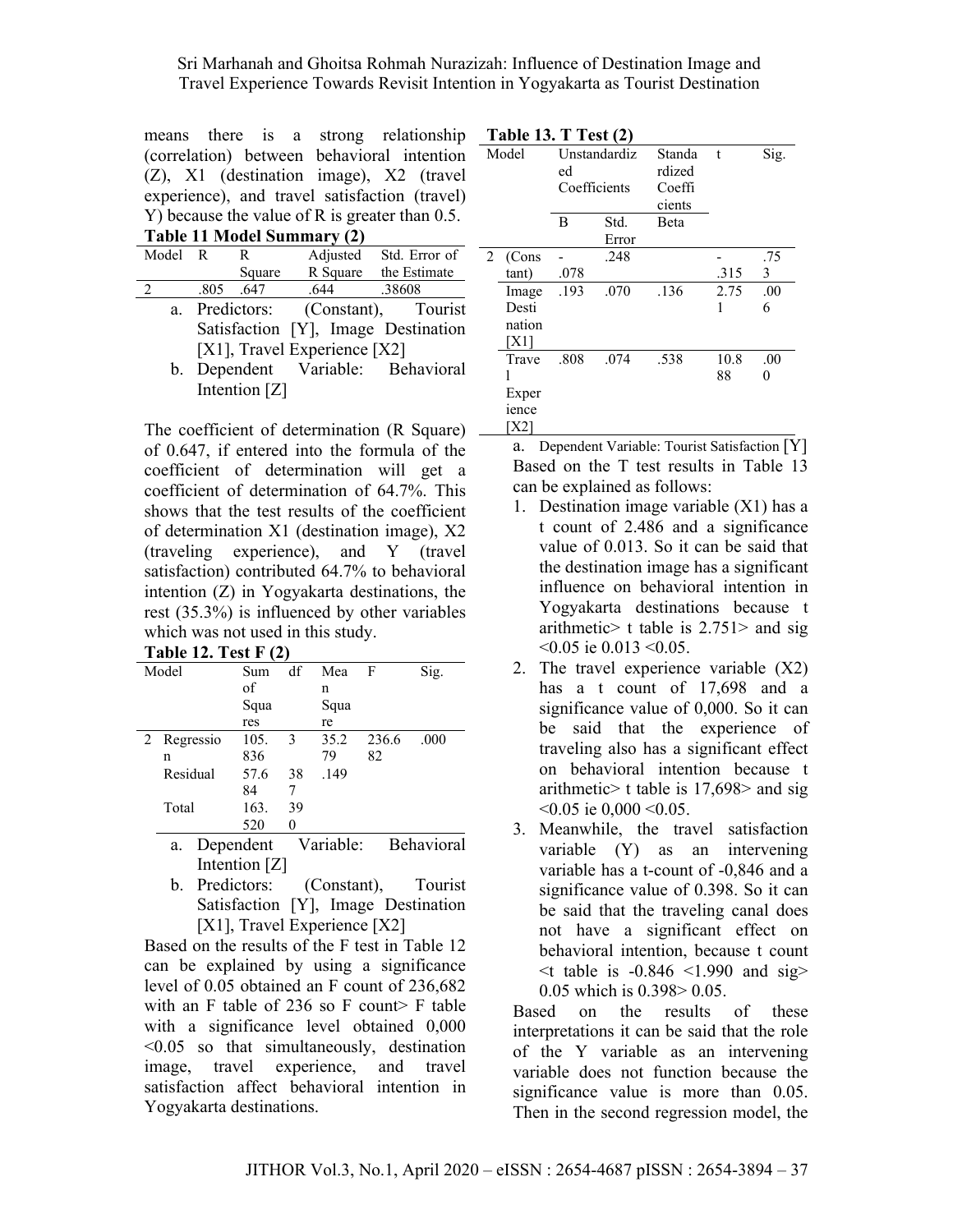means there is a strong relationship (correlation) between behavioral intention (Z), X1 (destination image), X2 (travel experience), and travel satisfaction (travel) Y) because the value of R is greater than 0.5.

**Table 11 Model Summary (2)**

| Model | R | R Square | Adjusted R Square | Std. Error of the Estimate |
|---|---|---|---|---|
| 2 | .805 | .647 | .644 | .38608 |

a. Predictors: (Constant), Tourist Satisfaction [Y], Image Destination [X1], Travel Experience [X2]

b. Dependent Variable: Behavioral Intention [Z]

The coefficient of determination (R Square) of 0.647, if entered into the formula of the coefficient of determination will get a coefficient of determination of 64.7%. This shows that the test results of the coefficient of determination X1 (destination image), X2 (traveling experience), and Y (travel satisfaction) contributed 64.7% to behavioral intention (Z) in Yogyakarta destinations, the rest (35.3%) is influenced by other variables which was not used in this study.

**Table 12. Test F (2)**

| Model | | Sum of Squares | df | Mean Square | F | Sig. |
|---|---|---|---|---|---|---|
| 2 | Regression | 105.836 | 3 | 35.279 | 236.682 | .000 |
| | Residual | 57.684 | 387 | .149 | | |
| | Total | 163.520 | 390 | | | |

a. Dependent Variable: Behavioral Intention [Z]

b. Predictors: (Constant), Tourist Satisfaction [Y], Image Destination [X1], Travel Experience [X2]

Based on the results of the F test in Table 12 can be explained by using a significance level of 0.05 obtained an F count of 236,682 with an F table of 236 so F count> F table with a significance level obtained 0,000 <0.05 so that simultaneously, destination image, travel experience, and travel satisfaction affect behavioral intention in Yogyakarta destinations.

**Table 13. T Test (2)**

| Model | | Unstandardized Coefficients | | Standardized Coefficients | t | Sig. |
|---|---|---|---|---|---|---|
| | | B | Std. Error | Beta | | |
| 2 | (Constant) | -.078 | .248 | | -.315 | .753 |
| | Image Destination [X1] | .193 | .070 | .136 | 2.751 | .006 |
| | Travel Experience [X2] | .808 | .074 | .538 | 10.888 | .000 |

a. Dependent Variable: Tourist Satisfaction [Y]

Based on the T test results in Table 13 can be explained as follows:

1. Destination image variable (X1) has a t count of 2.486 and a significance value of 0.013. So it can be said that the destination image has a significant influence on behavioral intention in Yogyakarta destinations because t arithmetic> t table is 2.751> and sig <0.05 ie 0.013 <0.05.
2. The travel experience variable (X2) has a t count of 17,698 and a significance value of 0,000. So it can be said that the experience of traveling also has a significant effect on behavioral intention because t arithmetic> t table is 17,698> and sig <0.05 ie 0,000 <0.05.
3. Meanwhile, the travel satisfaction variable (Y) as an intervening variable has a t-count of -0,846 and a significance value of 0.398. So it can be said that the traveling canal does not have a significant effect on behavioral intention, because t count <t table is -0.846 <1.990 and sig> 0.05 which is 0.398> 0.05.

Based on the results of these interpretations it can be said that the role of the Y variable as an intervening variable does not function because the significance value is more than 0.05. Then in the second regression model, the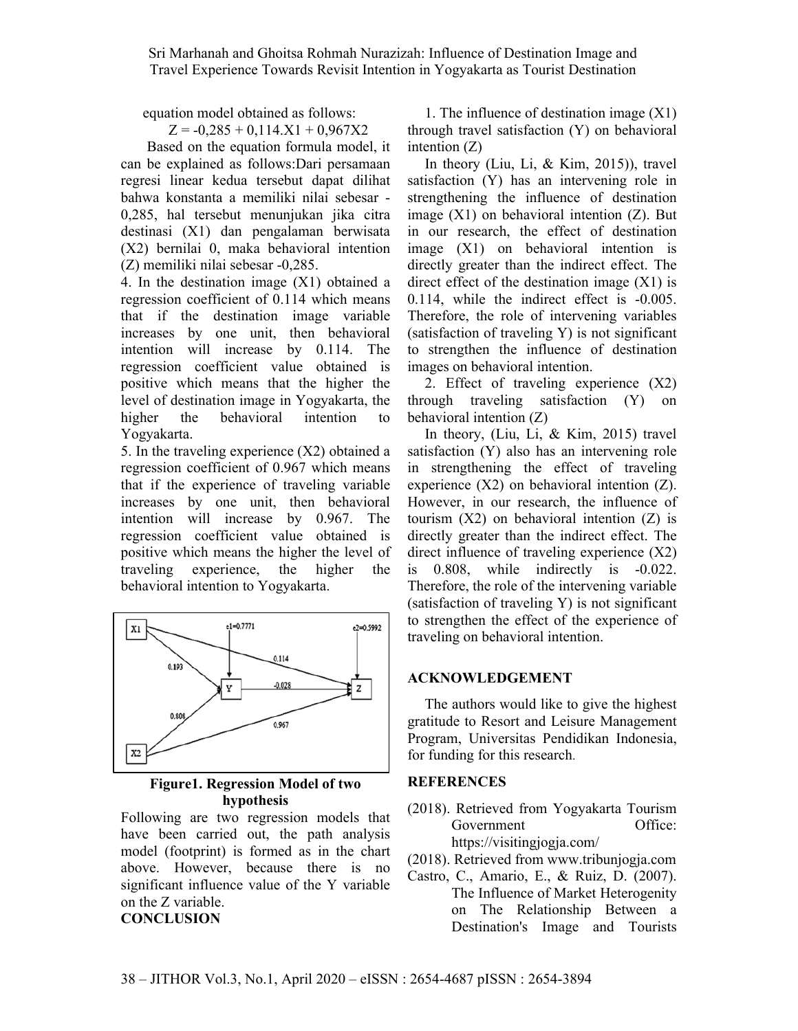equation model obtained as follows:

$$Z = -0{,}285 + 0{,}114.X1 + 0{,}967X2$$

Based on the equation formula model, it can be explained as follows:Dari persamaan regresi linear kedua tersebut dapat dilihat bahwa konstanta a memiliki nilai sebesar -0,285, hal tersebut menunjukan jika citra destinasi (X1) dan pengalaman berwisata (X2) bernilai 0, maka behavioral intention (Z) memiliki nilai sebesar -0,285.

4. In the destination image (X1) obtained a regression coefficient of 0.114 which means that if the destination image variable increases by one unit, then behavioral intention will increase by 0.114. The regression coefficient value obtained is positive which means that the higher the level of destination image in Yogyakarta, the higher the behavioral intention to Yogyakarta.

5. In the traveling experience (X2) obtained a regression coefficient of 0.967 which means that if the experience of traveling variable increases by one unit, then behavioral intention will increase by 0.967. The regression coefficient value obtained is positive which means the higher the level of traveling experience, the higher the behavioral intention to Yogyakarta.

**Figure1. Regression Model of two hypothesis**

Following are two regression models that have been carried out, the path analysis model (footprint) is formed as in the chart above. However, because there is no significant influence value of the Y variable on the Z variable.

**CONCLUSION**

1. The influence of destination image (X1) through travel satisfaction (Y) on behavioral intention (Z)

In theory (Liu, Li, & Kim, 2015)), travel satisfaction (Y) has an intervening role in strengthening the influence of destination image (X1) on behavioral intention (Z). But in our research, the effect of destination image (X1) on behavioral intention is directly greater than the indirect effect. The direct effect of the destination image (X1) is 0.114, while the indirect effect is -0.005. Therefore, the role of intervening variables (satisfaction of traveling Y) is not significant to strengthen the influence of destination images on behavioral intention.

2. Effect of traveling experience (X2) through traveling satisfaction (Y) on behavioral intention (Z)

In theory, (Liu, Li, & Kim, 2015) travel satisfaction (Y) also has an intervening role in strengthening the effect of traveling experience (X2) on behavioral intention (Z). However, in our research, the influence of tourism (X2) on behavioral intention (Z) is directly greater than the indirect effect. The direct influence of traveling experience (X2) is 0.808, while indirectly is -0.022. Therefore, the role of the intervening variable (satisfaction of traveling Y) is not significant to strengthen the effect of the experience of traveling on behavioral intention.

## ACKNOWLEDGEMENT

The authors would like to give the highest gratitude to Resort and Leisure Management Program, Universitas Pendidikan Indonesia, for funding for this research.

## REFERENCES

(2018). Retrieved from Yogyakarta Tourism Government Office: https://visitingjogja.com/

(2018). Retrieved from www.tribunjogja.com

Castro, C., Amario, E., & Ruiz, D. (2007). The Influence of Market Heterogenity on The Relationship Between a Destination's Image and Tourists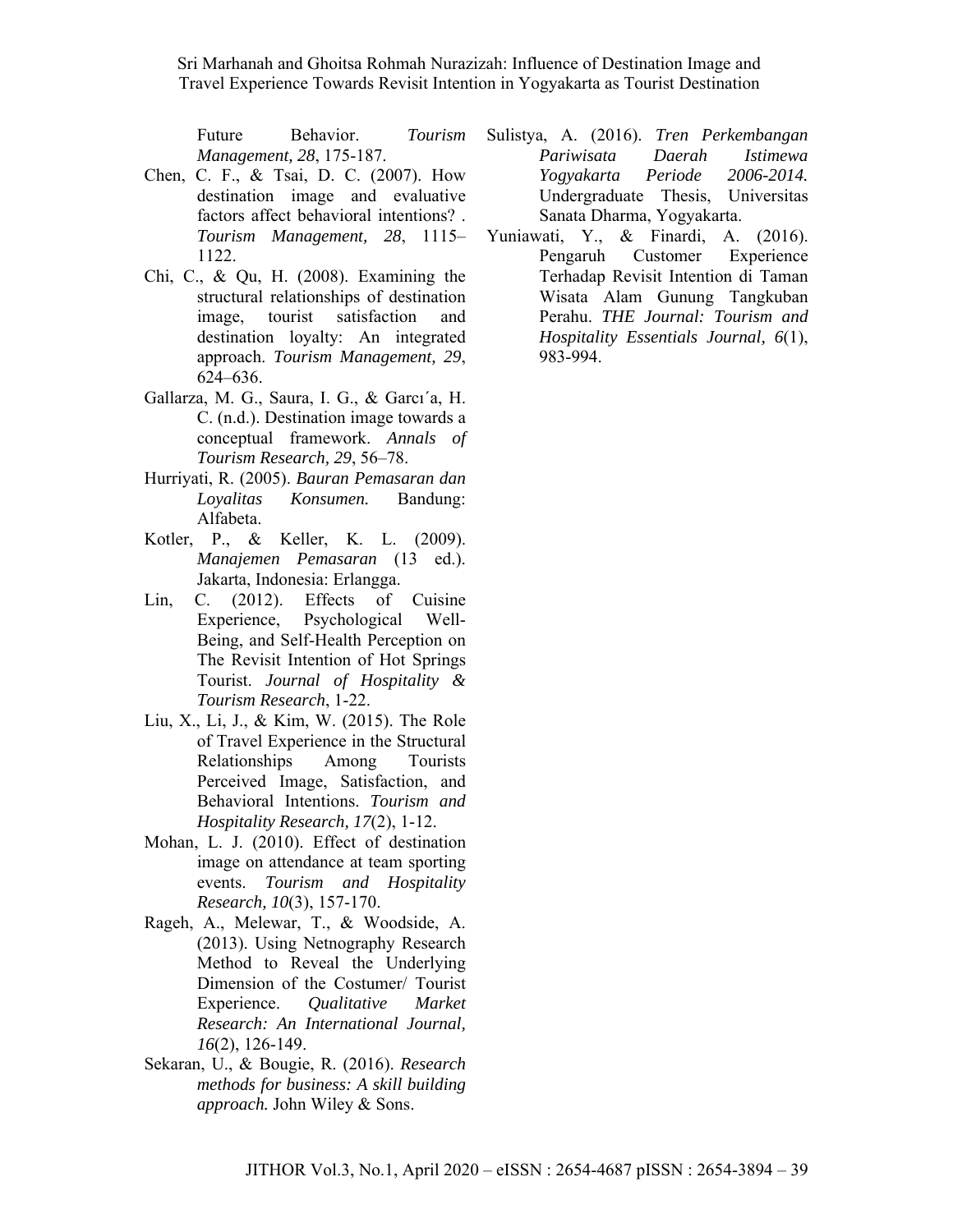Future Behavior. *Tourism Management, 28*, 175-187.

Chen, C. F., & Tsai, D. C. (2007). How destination image and evaluative factors affect behavioral intentions? . *Tourism Management, 28*, 1115–1122.

Chi, C., & Qu, H. (2008). Examining the structural relationships of destination image, tourist satisfaction and destination loyalty: An integrated approach. *Tourism Management, 29*, 624–636.

Gallarza, M. G., Saura, I. G., & Garcı´a, H. C. (n.d.). Destination image towards a conceptual framework. *Annals of Tourism Research, 29*, 56–78.

Hurriyati, R. (2005). *Bauran Pemasaran dan Loyalitas Konsumen.* Bandung: Alfabeta.

Kotler, P., & Keller, K. L. (2009). *Manajemen Pemasaran* (13 ed.). Jakarta, Indonesia: Erlangga.

Lin, C. (2012). Effects of Cuisine Experience, Psychological Well-Being, and Self-Health Perception on The Revisit Intention of Hot Springs Tourist. *Journal of Hospitality & Tourism Research*, 1-22.

Liu, X., Li, J., & Kim, W. (2015). The Role of Travel Experience in the Structural Relationships Among Tourists Perceived Image, Satisfaction, and Behavioral Intentions. *Tourism and Hospitality Research, 17*(2), 1-12.

Mohan, L. J. (2010). Effect of destination image on attendance at team sporting events. *Tourism and Hospitality Research, 10*(3), 157-170.

Rageh, A., Melewar, T., & Woodside, A. (2013). Using Netnography Research Method to Reveal the Underlying Dimension of the Costumer/ Tourist Experience. *Qualitative Market Research: An International Journal, 16*(2), 126-149.

Sekaran, U., & Bougie, R. (2016). *Research methods for business: A skill building approach.* John Wiley & Sons.

Sulistya, A. (2016). *Tren Perkembangan Pariwisata Daerah Istimewa Yogyakarta Periode 2006-2014.* Undergraduate Thesis, Universitas Sanata Dharma, Yogyakarta.

Yuniawati, Y., & Finardi, A. (2016). Pengaruh Customer Experience Terhadap Revisit Intention di Taman Wisata Alam Gunung Tangkuban Perahu. *THE Journal: Tourism and Hospitality Essentials Journal, 6*(1), 983-994.